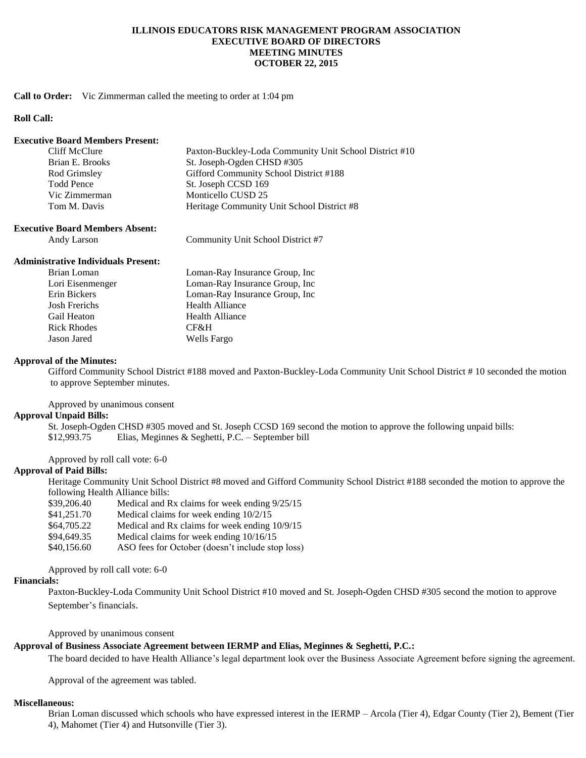# ILLINOIS EDUCATORS RISK MANAGEMENT PROGRAM ASSOCIATION
## EXECUTIVE BOARD OF DIRECTORS
## MEETING MINUTES
## OCTOBER 22, 2015

**Call to Order:** Vic Zimmerman called the meeting to order at 1:04 pm

**Roll Call:**

**Executive Board Members Present:**

| | |
|---|---|
| Cliff McClure | Paxton-Buckley-Loda Community Unit School District #10 |
| Brian E. Brooks | St. Joseph-Ogden CHSD #305 |
| Rod Grimsley | Gifford Community School District #188 |
| Todd Pence | St. Joseph CCSD 169 |
| Vic Zimmerman | Monticello CUSD 25 |
| Tom M. Davis | Heritage Community Unit School District #8 |

**Executive Board Members Absent:**

| | |
|---|---|
| Andy Larson | Community Unit School District #7 |

**Administrative Individuals Present:**

| | |
|---|---|
| Brian Loman | Loman-Ray Insurance Group, Inc |
| Lori Eisenmenger | Loman-Ray Insurance Group, Inc |
| Erin Bickers | Loman-Ray Insurance Group, Inc |
| Josh Frerichs | Health Alliance |
| Gail Heaton | Health Alliance |
| Rick Rhodes | CF&H |
| Jason Jared | Wells Fargo |

**Approval of the Minutes:**

Gifford Community School District #188 moved and Paxton-Buckley-Loda Community Unit School District # 10 seconded the motion to approve September minutes.

Approved by unanimous consent

**Approval Unpaid Bills:**

St. Joseph-Ogden CHSD #305 moved and St. Joseph CCSD 169 second the motion to approve the following unpaid bills:

| | |
|---|---|
| $12,993.75 | Elias, Meginnes & Seghetti, P.C. – September bill |

Approved by roll call vote: 6-0

**Approval of Paid Bills:**

Heritage Community Unit School District #8 moved and Gifford Community School District #188 seconded the motion to approve the following Health Alliance bills:

| | |
|---|---|
| $39,206.40 | Medical and Rx claims for week ending 9/25/15 |
| $41,251.70 | Medical claims for week ending 10/2/15 |
| $64,705.22 | Medical and Rx claims for week ending 10/9/15 |
| $94,649.35 | Medical claims for week ending 10/16/15 |
| $40,156.60 | ASO fees for October (doesn't include stop loss) |

Approved by roll call vote: 6-0

**Financials:**

Paxton-Buckley-Loda Community Unit School District #10 moved and St. Joseph-Ogden CHSD #305 second the motion to approve September's financials.

Approved by unanimous consent

**Approval of Business Associate Agreement between IERMP and Elias, Meginnes & Seghetti, P.C.:**

The board decided to have Health Alliance's legal department look over the Business Associate Agreement before signing the agreement.

Approval of the agreement was tabled.

**Miscellaneous:**

Brian Loman discussed which schools who have expressed interest in the IERMP – Arcola (Tier 4), Edgar County (Tier 2), Bement (Tier 4), Mahomet (Tier 4) and Hutsonville (Tier 3).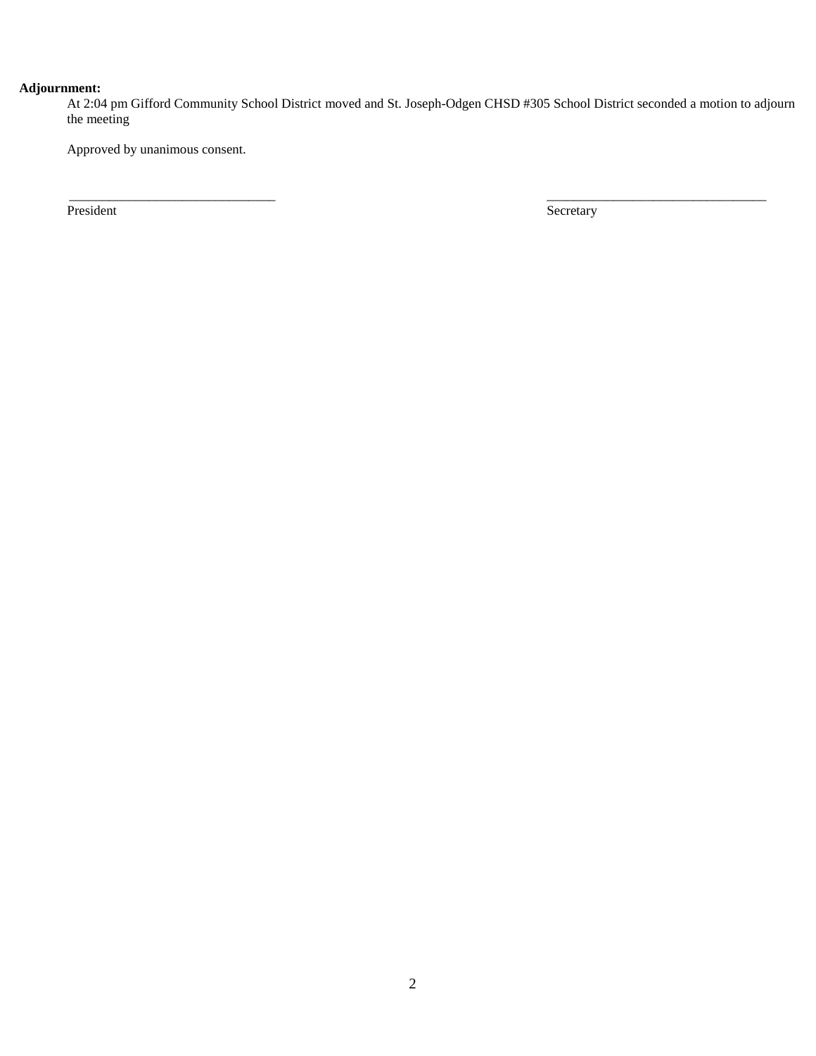**Adjournment:**

At 2:04 pm Gifford Community School District moved and St. Joseph-Odgen CHSD #305 School District seconded a motion to adjourn the meeting

Approved by unanimous consent.

_______________________________ President

_________________________________ Secretary